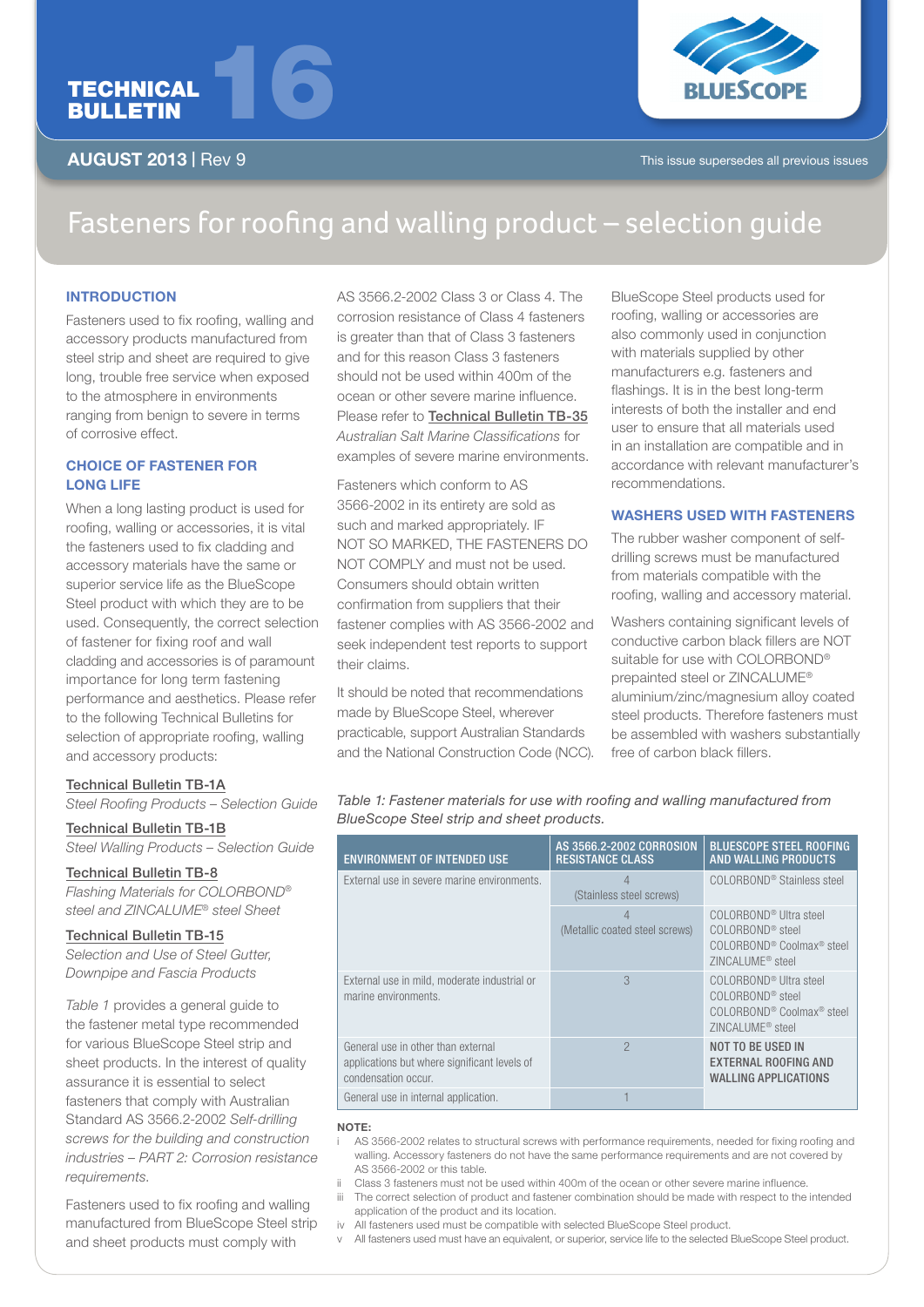# TECHNICAL BULLETIN 16

**AUGUST 2013** | Rev 9

This issue supersedes all previous issues

# Fasteners for roofing and walling product – selection guide

## INTRODUCTION

Fasteners used to fix roofing, walling and accessory products manufactured from steel strip and sheet are required to give long, trouble free service when exposed to the atmosphere in environments ranging from benign to severe in terms of corrosive effect.

## CHOICE OF FASTENER FOR LONG LIFE

When a long lasting product is used for roofing, walling or accessories, it is vital the fasteners used to fix cladding and accessory materials have the same or superior service life as the BlueScope Steel product with which they are to be used. Consequently, the correct selection of fastener for fixing roof and wall cladding and accessories is of paramount importance for long term fastening performance and aesthetics. Please refer to the following Technical Bulletins for selection of appropriate roofing, walling and accessory products:

Technical Bulletin TB-1A
*Steel Roofing Products – Selection Guide*

Technical Bulletin TB-1B
*Steel Walling Products – Selection Guide*

Technical Bulletin TB-8
*Flashing Materials for COLORBOND® steel and ZINCALUME® steel Sheet*

Technical Bulletin TB-15
*Selection and Use of Steel Gutter, Downpipe and Fascia Products*

*Table 1* provides a general guide to the fastener metal type recommended for various BlueScope Steel strip and sheet products. In the interest of quality assurance it is essential to select fasteners that comply with Australian Standard AS 3566.2-2002 *Self-drilling screws for the building and construction industries – PART 2: Corrosion resistance requirements.*

Fasteners used to fix roofing and walling manufactured from BlueScope Steel strip and sheet products must comply with AS 3566.2-2002 Class 3 or Class 4. The corrosion resistance of Class 4 fasteners is greater than that of Class 3 fasteners and for this reason Class 3 fasteners should not be used within 400m of the ocean or other severe marine influence. Please refer to Technical Bulletin TB-35 *Australian Salt Marine Classifications* for examples of severe marine environments.

Fasteners which conform to AS 3566-2002 in its entirety are sold as such and marked appropriately. IF NOT SO MARKED, THE FASTENERS DO NOT COMPLY and must not be used. Consumers should obtain written confirmation from suppliers that their fastener complies with AS 3566-2002 and seek independent test reports to support their claims.

It should be noted that recommendations made by BlueScope Steel, wherever practicable, support Australian Standards and the National Construction Code (NCC).

BlueScope Steel products used for roofing, walling or accessories are also commonly used in conjunction with materials supplied by other manufacturers e.g. fasteners and flashings. It is in the best long-term interests of both the installer and end user to ensure that all materials used in an installation are compatible and in accordance with relevant manufacturer's recommendations.

## WASHERS USED WITH FASTENERS

The rubber washer component of self-drilling screws must be manufactured from materials compatible with the roofing, walling and accessory material.

Washers containing significant levels of conductive carbon black fillers are NOT suitable for use with COLORBOND® prepainted steel or ZINCALUME® aluminium/zinc/magnesium alloy coated steel products. Therefore fasteners must be assembled with washers substantially free of carbon black fillers.

*Table 1: Fastener materials for use with roofing and walling manufactured from BlueScope Steel strip and sheet products.*

| ENVIRONMENT OF INTENDED USE | AS 3566.2-2002 CORROSION RESISTANCE CLASS | BLUESCOPE STEEL ROOFING AND WALLING PRODUCTS |
|---|---|---|
| External use in severe marine environments. | 4 (Stainless steel screws) | COLORBOND® Stainless steel |
| | 4 (Metallic coated steel screws) | COLORBOND® Ultra steel<br>COLORBOND® steel<br>COLORBOND® Coolmax® steel<br>ZINCALUME® steel |
| External use in mild, moderate industrial or marine environments. | 3 | COLORBOND® Ultra steel<br>COLORBOND® steel<br>COLORBOND® Coolmax® steel<br>ZINCALUME® steel |
| General use in other than external applications but where significant levels of condensation occur. | 2 | **NOT TO BE USED IN EXTERNAL ROOFING AND WALLING APPLICATIONS** |
| General use in internal application. | 1 | |

**NOTE:**

i AS 3566-2002 relates to structural screws with performance requirements, needed for fixing roofing and walling. Accessory fasteners do not have the same performance requirements and are not covered by AS 3566-2002 or this table.

ii Class 3 fasteners must not be used within 400m of the ocean or other severe marine influence.

iii The correct selection of product and fastener combination should be made with respect to the intended application of the product and its location.

iv All fasteners used must be compatible with selected BlueScope Steel product.

v All fasteners used must have an equivalent, or superior, service life to the selected BlueScope Steel product.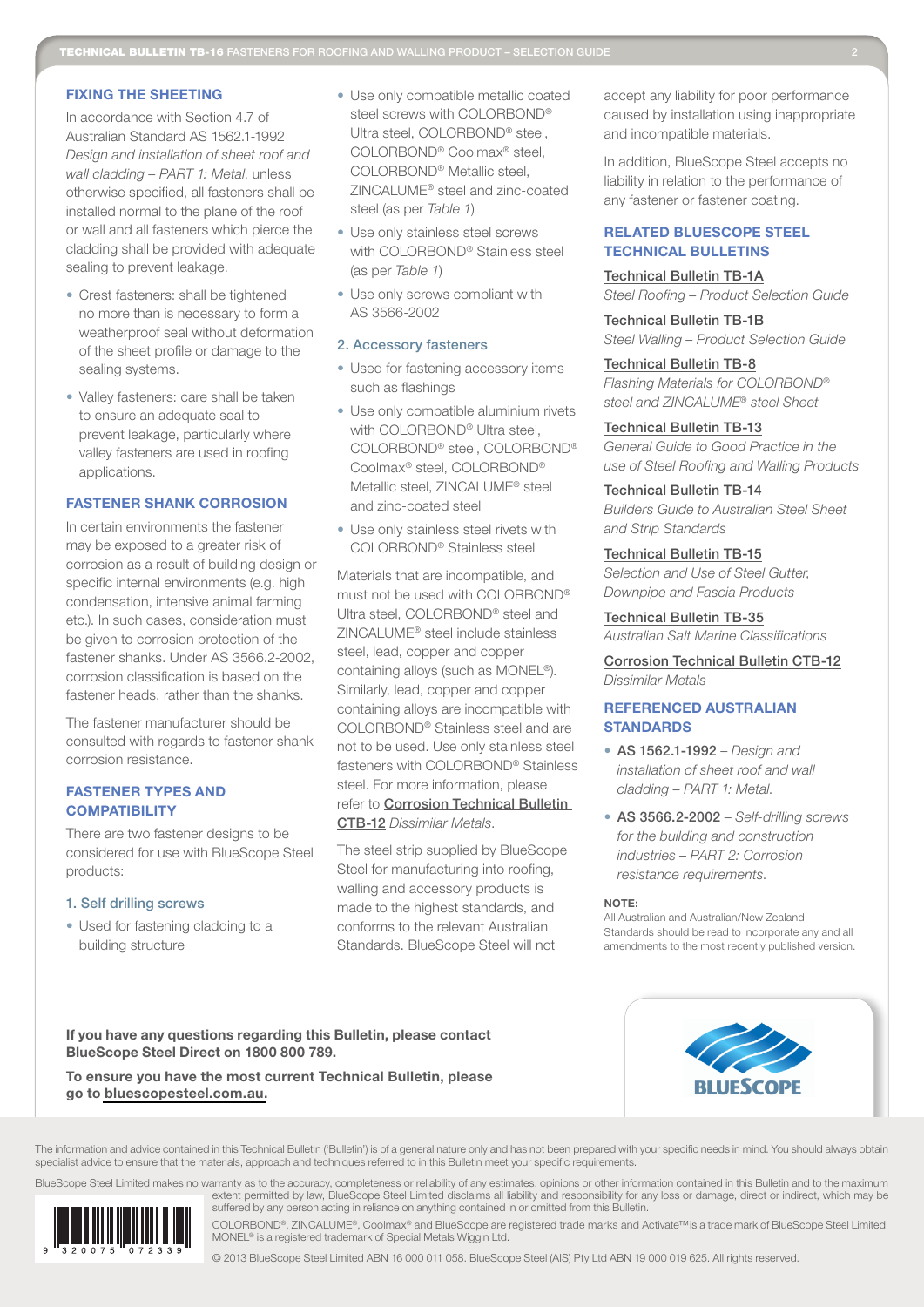## FIXING THE SHEETING

In accordance with Section 4.7 of Australian Standard AS 1562.1-1992 *Design and installation of sheet roof and wall cladding – PART 1: Metal*, unless otherwise specified, all fasteners shall be installed normal to the plane of the roof or wall and all fasteners which pierce the cladding shall be provided with adequate sealing to prevent leakage.

- Crest fasteners: shall be tightened no more than is necessary to form a weatherproof seal without deformation of the sheet profile or damage to the sealing systems.
- Valley fasteners: care shall be taken to ensure an adequate seal to prevent leakage, particularly where valley fasteners are used in roofing applications.

## FASTENER SHANK CORROSION

In certain environments the fastener may be exposed to a greater risk of corrosion as a result of building design or specific internal environments (e.g. high condensation, intensive animal farming etc.). In such cases, consideration must be given to corrosion protection of the fastener shanks. Under AS 3566.2-2002, corrosion classification is based on the fastener heads, rather than the shanks.

The fastener manufacturer should be consulted with regards to fastener shank corrosion resistance.

## FASTENER TYPES AND COMPATIBILITY

There are two fastener designs to be considered for use with BlueScope Steel products:

### 1. Self drilling screws

- Used for fastening cladding to a building structure
- Use only compatible metallic coated steel screws with COLORBOND® Ultra steel, COLORBOND® steel, COLORBOND® Coolmax® steel, COLORBOND® Metallic steel, ZINCALUME® steel and zinc-coated steel (as per *Table 1*)
- Use only stainless steel screws with COLORBOND® Stainless steel (as per *Table 1*)
- Use only screws compliant with AS 3566-2002

### 2. Accessory fasteners

- Used for fastening accessory items such as flashings
- Use only compatible aluminium rivets with COLORBOND® Ultra steel, COLORBOND® steel, COLORBOND® Coolmax® steel, COLORBOND® Metallic steel, ZINCALUME® steel and zinc-coated steel
- Use only stainless steel rivets with COLORBOND® Stainless steel

Materials that are incompatible, and must not be used with COLORBOND® Ultra steel, COLORBOND® steel and ZINCALUME® steel include stainless steel, lead, copper and copper containing alloys (such as MONEL®). Similarly, lead, copper and copper containing alloys are incompatible with COLORBOND® Stainless steel and are not to be used. Use only stainless steel fasteners with COLORBOND® Stainless steel. For more information, please refer to Corrosion Technical Bulletin CTB-12 *Dissimilar Metals*.

The steel strip supplied by BlueScope Steel for manufacturing into roofing, walling and accessory products is made to the highest standards, and conforms to the relevant Australian Standards. BlueScope Steel will not accept any liability for poor performance caused by installation using inappropriate and incompatible materials.

In addition, BlueScope Steel accepts no liability in relation to the performance of any fastener or fastener coating.

## RELATED BLUESCOPE STEEL TECHNICAL BULLETINS

Technical Bulletin TB-1A
*Steel Roofing – Product Selection Guide*

Technical Bulletin TB-1B
*Steel Walling – Product Selection Guide*

Technical Bulletin TB-8
*Flashing Materials for COLORBOND® steel and ZINCALUME® steel Sheet*

Technical Bulletin TB-13
*General Guide to Good Practice in the use of Steel Roofing and Walling Products*

Technical Bulletin TB-14
*Builders Guide to Australian Steel Sheet and Strip Standards*

Technical Bulletin TB-15
*Selection and Use of Steel Gutter, Downpipe and Fascia Products*

Technical Bulletin TB-35
*Australian Salt Marine Classifications*

Corrosion Technical Bulletin CTB-12
*Dissimilar Metals*

## REFERENCED AUSTRALIAN STANDARDS

- **AS 1562.1-1992** – *Design and installation of sheet roof and wall cladding – PART 1: Metal.*
- **AS 3566.2-2002** – *Self-drilling screws for the building and construction industries – PART 2: Corrosion resistance requirements.*

**NOTE:**
All Australian and Australian/New Zealand Standards should be read to incorporate any and all amendments to the most recently published version.

**If you have any questions regarding this Bulletin, please contact BlueScope Steel Direct on 1800 800 789.**

**To ensure you have the most current Technical Bulletin, please go to bluescopesteel.com.au.**

BLUESCOPE

The information and advice contained in this Technical Bulletin ('Bulletin') is of a general nature only and has not been prepared with your specific needs in mind. You should always obtain specialist advice to ensure that the materials, approach and techniques referred to in this Bulletin meet your specific requirements.

BlueScope Steel Limited makes no warranty as to the accuracy, completeness or reliability of any estimates, opinions or other information contained in this Bulletin and to the maximum extent permitted by law, BlueScope Steel Limited disclaims all liability and responsibility for any loss or damage, direct or indirect, which may be suffered by any person acting in reliance on anything contained in or omitted from this Bulletin.

COLORBOND®, ZINCALUME®, Coolmax® and BlueScope are registered trade marks and Activate™ is a trade mark of BlueScope Steel Limited. MONEL® is a registered trademark of Special Metals Wiggin Ltd.

9 320075 072339

© 2013 BlueScope Steel Limited ABN 16 000 011 058. BlueScope Steel (AIS) Pty Ltd ABN 19 000 019 625. All rights reserved.